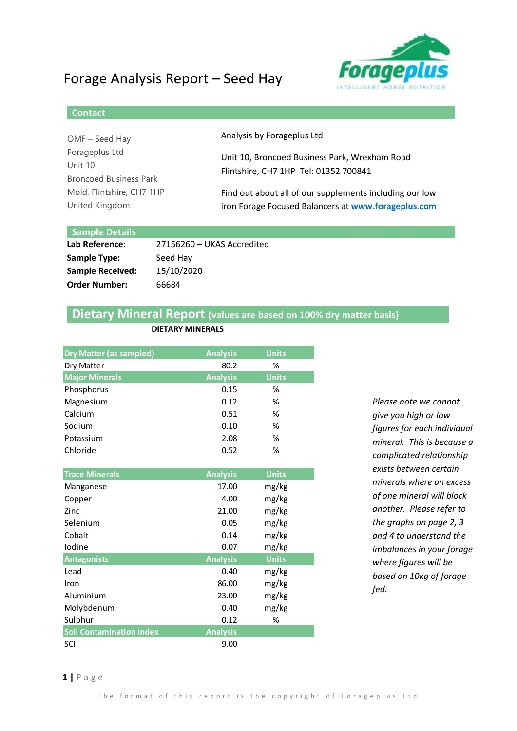# Forage Analysis Report – Seed Hay

## Contact

OMF – Seed Hay
Forageplus Ltd
Unit 10
Broncoed Business Park
Mold, Flintshire, CH7 1HP
United Kingdom

Analysis by Forageplus Ltd

Unit 10, Broncoed Business Park, Wrexham Road
Flintshire, CH7 1HP Tel: 01352 700841

Find out about all of our supplements including our low iron Forage Focused Balancers at **www.forageplus.com**

## Sample Details

| | |
|---|---|
| **Lab Reference:** | 27156260 – UKAS Accredited |
| **Sample Type:** | Seed Hay |
| **Sample Received:** | 15/10/2020 |
| **Order Number:** | 66684 |

## Dietary Mineral Report (values are based on 100% dry matter basis)

**DIETARY MINERALS**

| Dry Matter (as sampled) | Analysis | Units |
|---|---|---|
| Dry Matter | 80.2 | % |
| **Major Minerals** | **Analysis** | **Units** |
| Phosphorus | 0.15 | % |
| Magnesium | 0.12 | % |
| Calcium | 0.51 | % |
| Sodium | 0.10 | % |
| Potassium | 2.08 | % |
| Chloride | 0.52 | % |

| Trace Minerals | Analysis | Units |
|---|---|---|
| Manganese | 17.00 | mg/kg |
| Copper | 4.00 | mg/kg |
| Zinc | 21.00 | mg/kg |
| Selenium | 0.05 | mg/kg |
| Cobalt | 0.14 | mg/kg |
| Iodine | 0.07 | mg/kg |
| **Antagonists** | **Analysis** | **Units** |
| Lead | 0.40 | mg/kg |
| Iron | 86.00 | mg/kg |
| Aluminium | 23.00 | mg/kg |
| Molybdenum | 0.40 | mg/kg |
| Sulphur | 0.12 | % |
| **Soil Contamination Index** | **Analysis** | |
| SCI | 9.00 | |

*Please note we cannot give you high or low figures for each individual mineral. This is because a complicated relationship exists between certain minerals where an excess of one mineral will block another. Please refer to the graphs on page 2, 3 and 4 to understand the imbalances in your forage where figures will be based on 10kg of forage fed.*

The format of this report is the copyright of Forageplus Ltd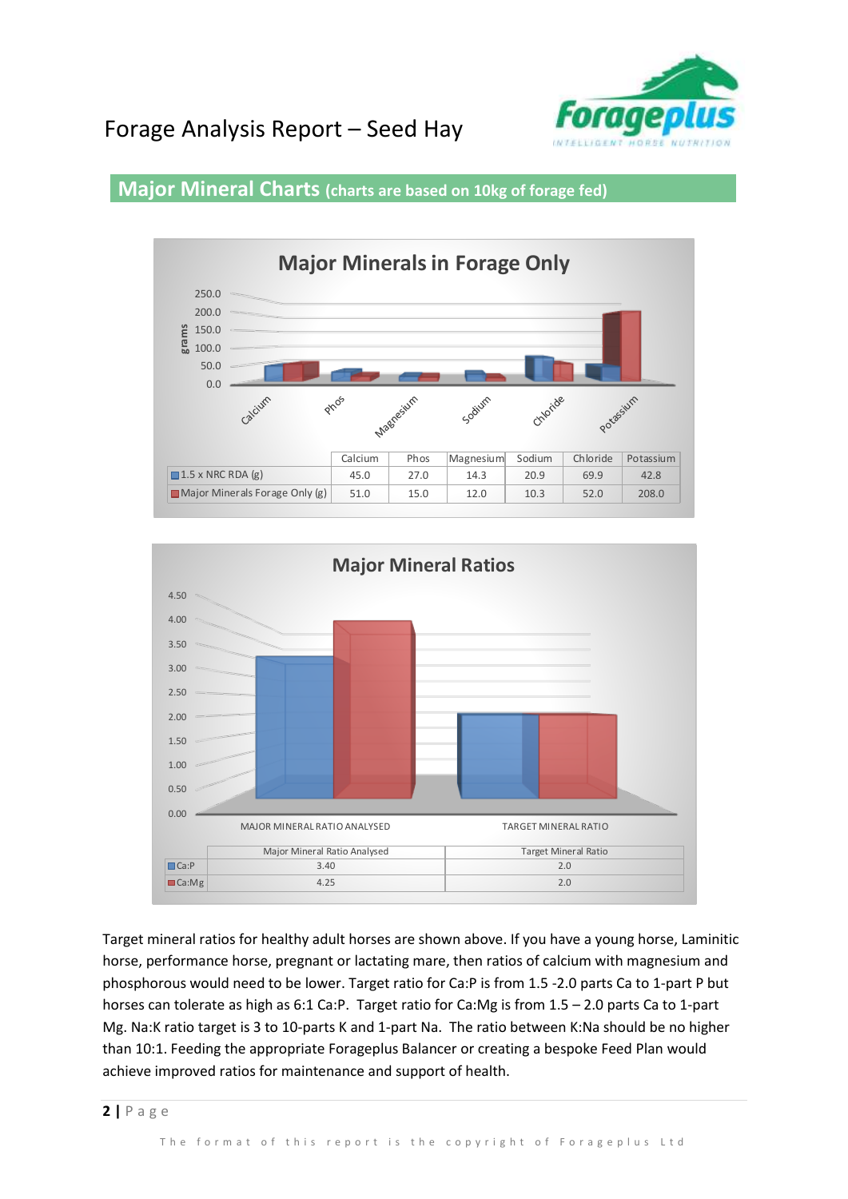# Forage Analysis Report – Seed Hay

## Major Mineral Charts (charts are based on 10kg of forage fed)

Major Minerals in Forage Only

grams

250.0
200.0
150.0
100.0
50.0
0.0

Calcium, Phos, Magnesium, Sodium, Chloride, Potassium

| | Calcium | Phos | Magnesium | Sodium | Chloride | Potassium |
|---|---|---|---|---|---|---|
| 1.5 x NRC RDA (g) | 45.0 | 27.0 | 14.3 | 20.9 | 69.9 | 42.8 |
| Major Minerals Forage Only (g) | 51.0 | 15.0 | 12.0 | 10.3 | 52.0 | 208.0 |

Major Mineral Ratios

4.50
4.00
3.50
3.00
2.50
2.00
1.50
1.00
0.50
0.00

MAJOR MINERAL RATIO ANALYSED
TARGET MINERAL RATIO

| | Major Mineral Ratio Analysed | Target Mineral Ratio |
|---|---|---|
| Ca:P | 3.40 | 2.0 |
| Ca:Mg | 4.25 | 2.0 |

Target mineral ratios for healthy adult horses are shown above. If you have a young horse, Laminitic horse, performance horse, pregnant or lactating mare, then ratios of calcium with magnesium and phosphorous would need to be lower. Target ratio for Ca:P is from 1.5 -2.0 parts Ca to 1-part P but horses can tolerate as high as 6:1 Ca:P. Target ratio for Ca:Mg is from 1.5 – 2.0 parts Ca to 1-part Mg. Na:K ratio target is 3 to 10-parts K and 1-part Na. The ratio between K:Na should be no higher than 10:1. Feeding the appropriate Forageplus Balancer or creating a bespoke Feed Plan would achieve improved ratios for maintenance and support of health.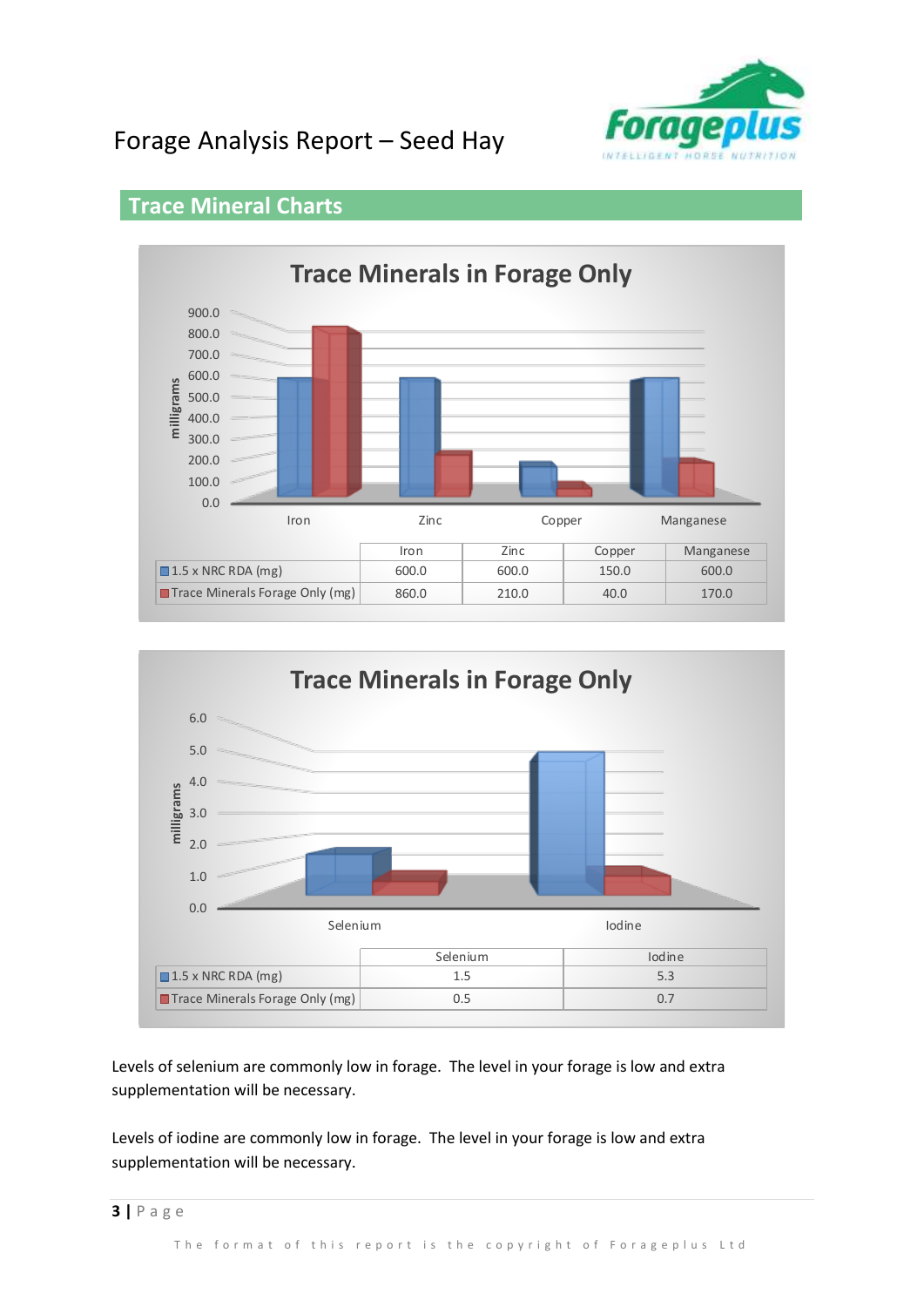## Trace Mineral Charts

Trace Minerals in Forage Only

milligrams

900.0
800.0
700.0
600.0
500.0
400.0
300.0
200.0
100.0
0.0

Iron
Zinc
Copper
Manganese

Iron Zinc Copper Manganese
1.5 x NRC RDA (mg) 600.0 600.0 150.0 600.0
Trace Minerals Forage Only (mg) 860.0 210.0 40.0 170.0

Trace Minerals in Forage Only

milligrams

6.0
5.0
4.0
3.0
2.0
1.0
0.0

Selenium
Iodine

Selenium Iodine
1.5 x NRC RDA (mg) 1.5 5.3
Trace Minerals Forage Only (mg) 0.5 0.7

Levels of selenium are commonly low in forage. The level in your forage is low and extra supplementation will be necessary.

Levels of iodine are commonly low in forage. The level in your forage is low and extra supplementation will be necessary.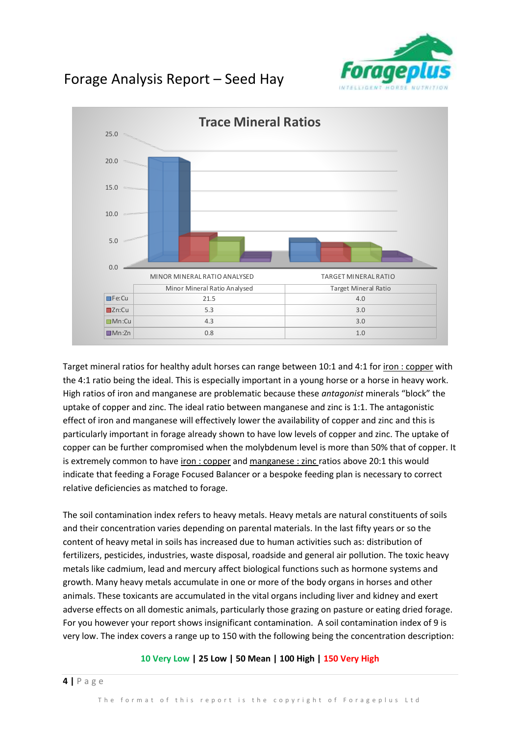Trace Mineral Ratios

25.0
20.0
15.0
10.0
5.0
0.0

MINOR MINERAL RATIO ANALYSED
TARGET MINERAL RATIO

| | Minor Mineral Ratio Analysed | Target Mineral Ratio |
|---|---|---|
| Fe:Cu | 21.5 | 4.0 |
| Zn:Cu | 5.3 | 3.0 |
| Mn:Cu | 4.3 | 3.0 |
| Mn:Zn | 0.8 | 1.0 |

Target mineral ratios for healthy adult horses can range between 10:1 and 4:1 for iron : copper with the 4:1 ratio being the ideal. This is especially important in a young horse or a horse in heavy work. High ratios of iron and manganese are problematic because these *antagonist* minerals "block" the uptake of copper and zinc. The ideal ratio between manganese and zinc is 1:1. The antagonistic effect of iron and manganese will effectively lower the availability of copper and zinc and this is particularly important in forage already shown to have low levels of copper and zinc. The uptake of copper can be further compromised when the molybdenum level is more than 50% that of copper. It is extremely common to have iron : copper and manganese : zinc ratios above 20:1 this would indicate that feeding a Forage Focused Balancer or a bespoke feeding plan is necessary to correct relative deficiencies as matched to forage.

The soil contamination index refers to heavy metals. Heavy metals are natural constituents of soils and their concentration varies depending on parental materials. In the last fifty years or so the content of heavy metal in soils has increased due to human activities such as: distribution of fertilizers, pesticides, industries, waste disposal, roadside and general air pollution. The toxic heavy metals like cadmium, lead and mercury affect biological functions such as hormone systems and growth. Many heavy metals accumulate in one or more of the body organs in horses and other animals. These toxicants are accumulated in the vital organs including liver and kidney and exert adverse effects on all domestic animals, particularly those grazing on pasture or eating dried forage. For you however your report shows insignificant contamination. A soil contamination index of 9 is very low. The index covers a range up to 150 with the following being the concentration description:

**10 Very Low | 25 Low | 50 Mean | 100 High | 150 Very High**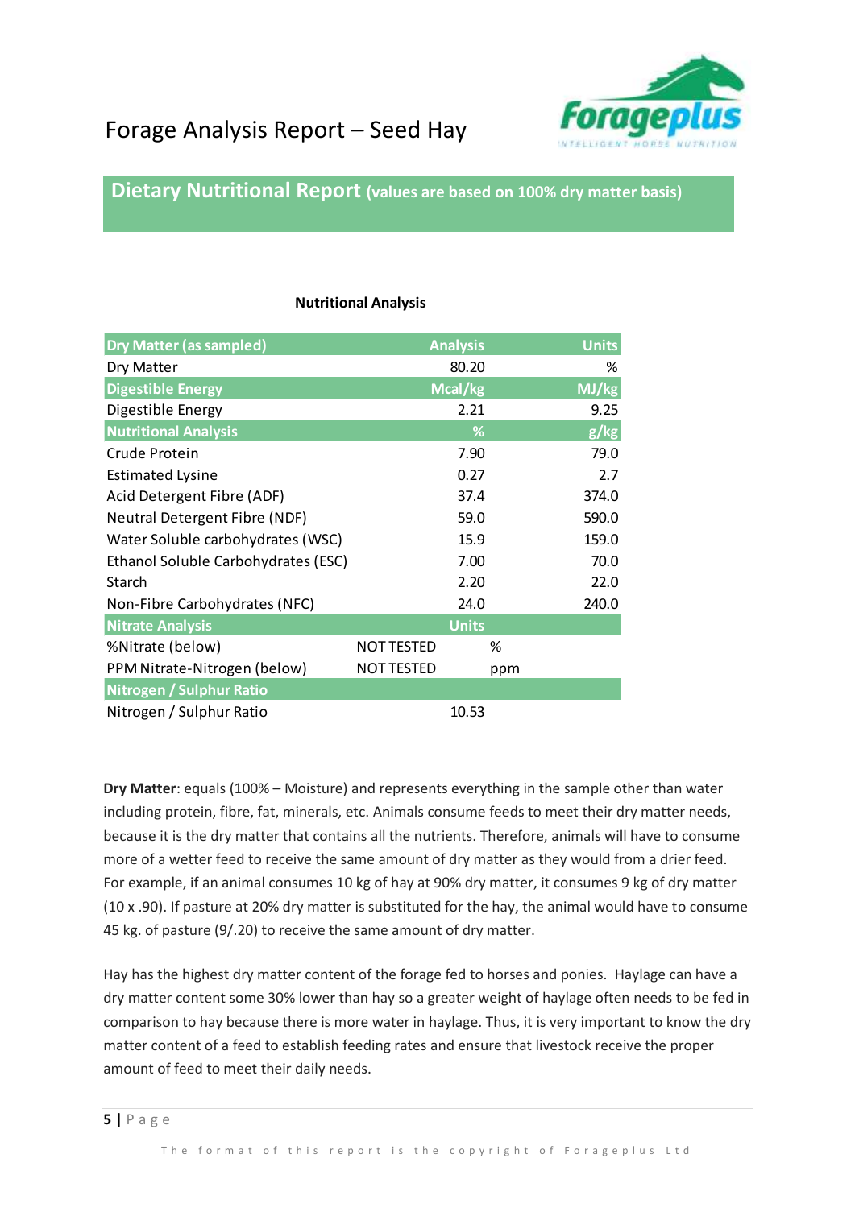# Forage Analysis Report – Seed Hay

## Dietary Nutritional Report (values are based on 100% dry matter basis)

**Nutritional Analysis**

| Dry Matter (as sampled) | | Analysis | Units |
|---|---|---|---|
| Dry Matter | | 80.20 | % |
| **Digestible Energy** | | **Mcal/kg** | **MJ/kg** |
| Digestible Energy | | 2.21 | 9.25 |
| **Nutritional Analysis** | | **%** | **g/kg** |
| Crude Protein | | 7.90 | 79.0 |
| Estimated Lysine | | 0.27 | 2.7 |
| Acid Detergent Fibre (ADF) | | 37.4 | 374.0 |
| Neutral Detergent Fibre (NDF) | | 59.0 | 590.0 |
| Water Soluble carbohydrates (WSC) | | 15.9 | 159.0 |
| Ethanol Soluble Carbohydrates (ESC) | | 7.00 | 70.0 |
| Starch | | 2.20 | 22.0 |
| Non-Fibre Carbohydrates (NFC) | | 24.0 | 240.0 |
| **Nitrate Analysis** | | **Units** | |
| %Nitrate (below) | NOT TESTED | % | |
| PPM Nitrate-Nitrogen (below) | NOT TESTED | ppm | |
| **Nitrogen / Sulphur Ratio** | | | |
| Nitrogen / Sulphur Ratio | | 10.53 | |

**Dry Matter**: equals (100% – Moisture) and represents everything in the sample other than water including protein, fibre, fat, minerals, etc. Animals consume feeds to meet their dry matter needs, because it is the dry matter that contains all the nutrients. Therefore, animals will have to consume more of a wetter feed to receive the same amount of dry matter as they would from a drier feed. For example, if an animal consumes 10 kg of hay at 90% dry matter, it consumes 9 kg of dry matter (10 x .90). If pasture at 20% dry matter is substituted for the hay, the animal would have to consume 45 kg. of pasture (9/.20) to receive the same amount of dry matter.

Hay has the highest dry matter content of the forage fed to horses and ponies. Haylage can have a dry matter content some 30% lower than hay so a greater weight of haylage often needs to be fed in comparison to hay because there is more water in haylage. Thus, it is very important to know the dry matter content of a feed to establish feeding rates and ensure that livestock receive the proper amount of feed to meet their daily needs.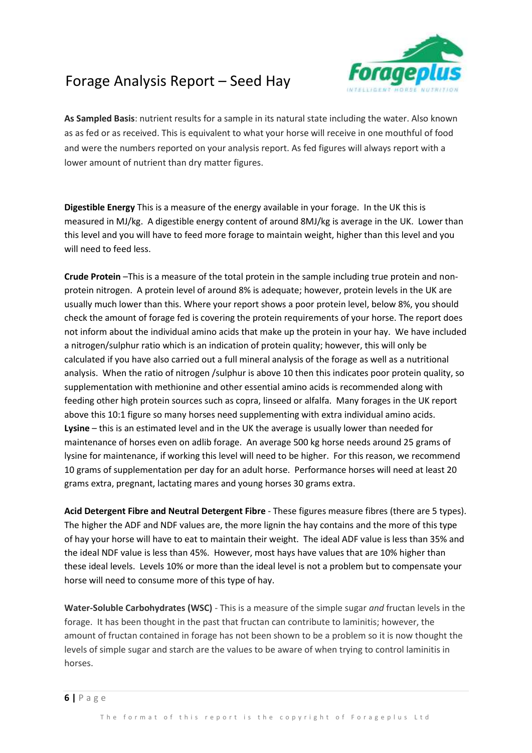# Forage Analysis Report – Seed Hay

**As Sampled Basis**: nutrient results for a sample in its natural state including the water. Also known as as fed or as received. This is equivalent to what your horse will receive in one mouthful of food and were the numbers reported on your analysis report. As fed figures will always report with a lower amount of nutrient than dry matter figures.

**Digestible Energy** This is a measure of the energy available in your forage. In the UK this is measured in MJ/kg. A digestible energy content of around 8MJ/kg is average in the UK. Lower than this level and you will have to feed more forage to maintain weight, higher than this level and you will need to feed less.

**Crude Protein** –This is a measure of the total protein in the sample including true protein and non-protein nitrogen. A protein level of around 8% is adequate; however, protein levels in the UK are usually much lower than this. Where your report shows a poor protein level, below 8%, you should check the amount of forage fed is covering the protein requirements of your horse. The report does not inform about the individual amino acids that make up the protein in your hay. We have included a nitrogen/sulphur ratio which is an indication of protein quality; however, this will only be calculated if you have also carried out a full mineral analysis of the forage as well as a nutritional analysis. When the ratio of nitrogen /sulphur is above 10 then this indicates poor protein quality, so supplementation with methionine and other essential amino acids is recommended along with feeding other high protein sources such as copra, linseed or alfalfa. Many forages in the UK report above this 10:1 figure so many horses need supplementing with extra individual amino acids.
**Lysine** – this is an estimated level and in the UK the average is usually lower than needed for maintenance of horses even on adlib forage. An average 500 kg horse needs around 25 grams of lysine for maintenance, if working this level will need to be higher. For this reason, we recommend 10 grams of supplementation per day for an adult horse. Performance horses will need at least 20 grams extra, pregnant, lactating mares and young horses 30 grams extra.

**Acid Detergent Fibre and Neutral Detergent Fibre** - These figures measure fibres (there are 5 types). The higher the ADF and NDF values are, the more lignin the hay contains and the more of this type of hay your horse will have to eat to maintain their weight. The ideal ADF value is less than 35% and the ideal NDF value is less than 45%. However, most hays have values that are 10% higher than these ideal levels. Levels 10% or more than the ideal level is not a problem but to compensate your horse will need to consume more of this type of hay.

**Water-Soluble Carbohydrates (WSC)** - This is a measure of the simple sugar *and* fructan levels in the forage. It has been thought in the past that fructan can contribute to laminitis; however, the amount of fructan contained in forage has not been shown to be a problem so it is now thought the levels of simple sugar and starch are the values to be aware of when trying to control laminitis in horses.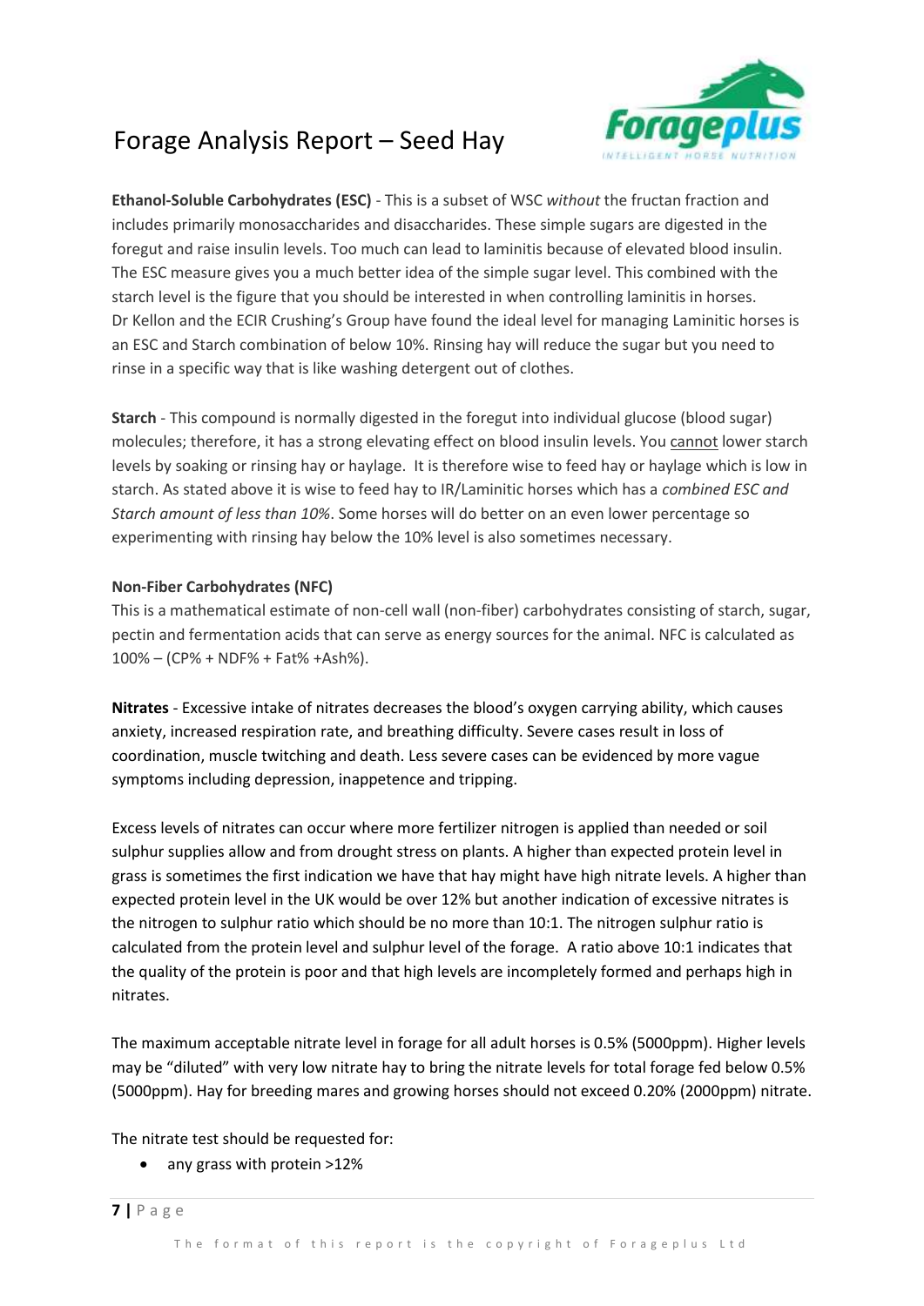**Ethanol-Soluble Carbohydrates (ESC)** - This is a subset of WSC *without* the fructan fraction and includes primarily monosaccharides and disaccharides. These simple sugars are digested in the foregut and raise insulin levels. Too much can lead to laminitis because of elevated blood insulin. The ESC measure gives you a much better idea of the simple sugar level. This combined with the starch level is the figure that you should be interested in when controlling laminitis in horses. Dr Kellon and the ECIR Crushing's Group have found the ideal level for managing Laminitic horses is an ESC and Starch combination of below 10%. Rinsing hay will reduce the sugar but you need to rinse in a specific way that is like washing detergent out of clothes.

**Starch** - This compound is normally digested in the foregut into individual glucose (blood sugar) molecules; therefore, it has a strong elevating effect on blood insulin levels. You cannot lower starch levels by soaking or rinsing hay or haylage. It is therefore wise to feed hay or haylage which is low in starch. As stated above it is wise to feed hay to IR/Laminitic horses which has a *combined ESC and Starch amount of less than 10%*. Some horses will do better on an even lower percentage so experimenting with rinsing hay below the 10% level is also sometimes necessary.

**Non-Fiber Carbohydrates (NFC)**

This is a mathematical estimate of non-cell wall (non-fiber) carbohydrates consisting of starch, sugar, pectin and fermentation acids that can serve as energy sources for the animal. NFC is calculated as 100% – (CP% + NDF% + Fat% +Ash%).

**Nitrates** - Excessive intake of nitrates decreases the blood's oxygen carrying ability, which causes anxiety, increased respiration rate, and breathing difficulty. Severe cases result in loss of coordination, muscle twitching and death. Less severe cases can be evidenced by more vague symptoms including depression, inappetence and tripping.

Excess levels of nitrates can occur where more fertilizer nitrogen is applied than needed or soil sulphur supplies allow and from drought stress on plants. A higher than expected protein level in grass is sometimes the first indication we have that hay might have high nitrate levels. A higher than expected protein level in the UK would be over 12% but another indication of excessive nitrates is the nitrogen to sulphur ratio which should be no more than 10:1. The nitrogen sulphur ratio is calculated from the protein level and sulphur level of the forage. A ratio above 10:1 indicates that the quality of the protein is poor and that high levels are incompletely formed and perhaps high in nitrates.

The maximum acceptable nitrate level in forage for all adult horses is 0.5% (5000ppm). Higher levels may be "diluted" with very low nitrate hay to bring the nitrate levels for total forage fed below 0.5% (5000ppm). Hay for breeding mares and growing horses should not exceed 0.20% (2000ppm) nitrate.

The nitrate test should be requested for:

- any grass with protein >12%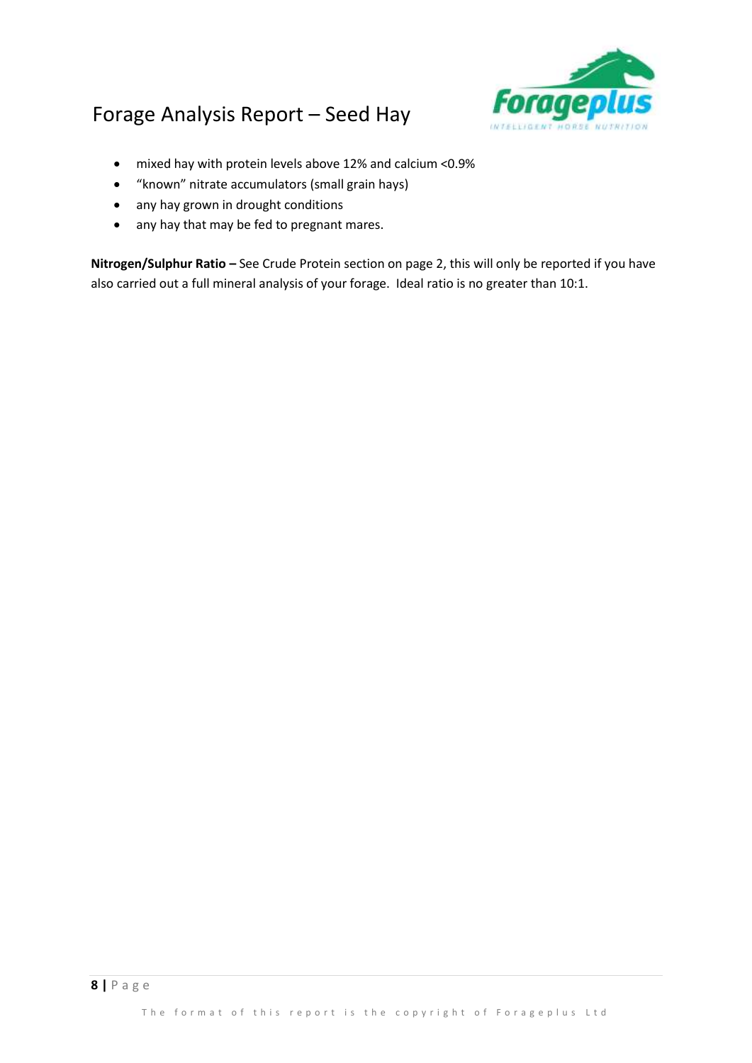- mixed hay with protein levels above 12% and calcium <0.9%
- "known" nitrate accumulators (small grain hays)
- any hay grown in drought conditions
- any hay that may be fed to pregnant mares.

**Nitrogen/Sulphur Ratio –** See Crude Protein section on page 2, this will only be reported if you have also carried out a full mineral analysis of your forage. Ideal ratio is no greater than 10:1.